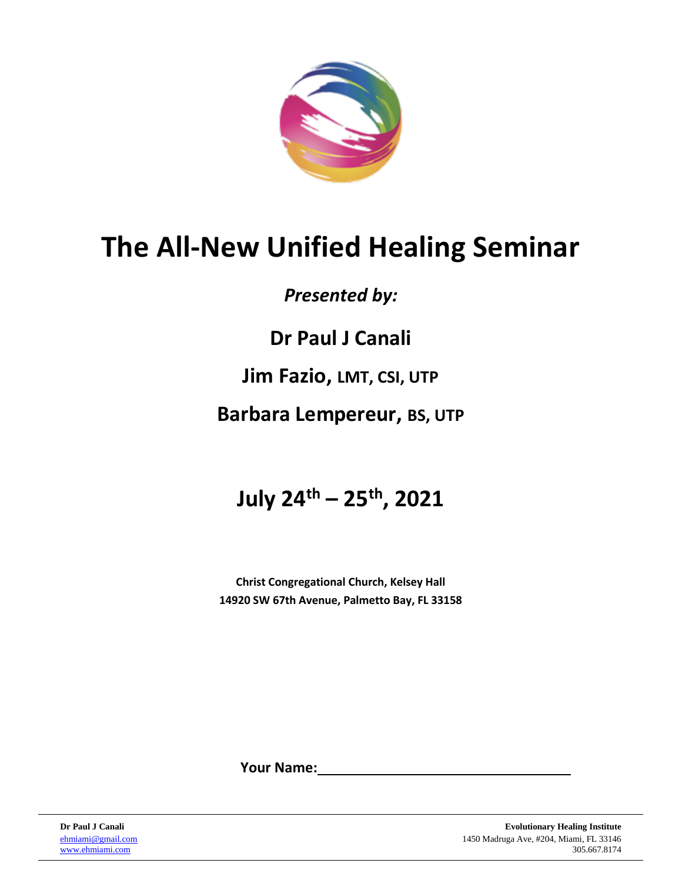# The All-New Unified Healing Seminar

*Presented by:*

**Dr Paul J Canali**

**Jim Fazio, LMT, CSI, UTP**

**Barbara Lempereur, BS, UTP**

## July 24th – 25th, 2021

**Christ Congregational Church, Kelsey Hall**
**14920 SW 67th Avenue, Palmetto Bay, FL 33158**

**Your Name:** ____________________________

**Dr Paul J Canali**
ehmiami@gmail.com
www.ehmiami.com

**Evolutionary Healing Institute**
1450 Madruga Ave, #204, Miami, FL 33146
305.667.8174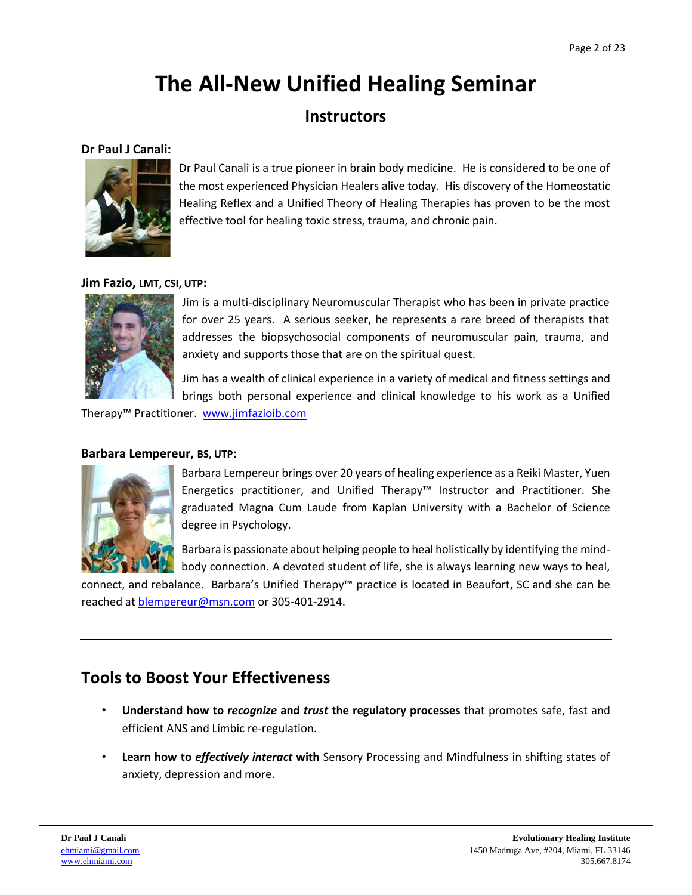# The All-New Unified Healing Seminar

## Instructors

**Dr Paul J Canali:**

Dr Paul Canali is a true pioneer in brain body medicine. He is considered to be one of the most experienced Physician Healers alive today. His discovery of the Homeostatic Healing Reflex and a Unified Theory of Healing Therapies has proven to be the most effective tool for healing toxic stress, trauma, and chronic pain.

**Jim Fazio, LMT, CSI, UTP:**

Jim is a multi-disciplinary Neuromuscular Therapist who has been in private practice for over 25 years. A serious seeker, he represents a rare breed of therapists that addresses the biopsychosocial components of neuromuscular pain, trauma, and anxiety and supports those that are on the spiritual quest.

Jim has a wealth of clinical experience in a variety of medical and fitness settings and brings both personal experience and clinical knowledge to his work as a Unified Therapy™ Practitioner. www.jimfazioib.com

**Barbara Lempereur, BS, UTP:**

Barbara Lempereur brings over 20 years of healing experience as a Reiki Master, Yuen Energetics practitioner, and Unified Therapy™ Instructor and Practitioner. She graduated Magna Cum Laude from Kaplan University with a Bachelor of Science degree in Psychology.

Barbara is passionate about helping people to heal holistically by identifying the mind-body connection. A devoted student of life, she is always learning new ways to heal, connect, and rebalance. Barbara's Unified Therapy™ practice is located in Beaufort, SC and she can be reached at blempereur@msn.com or 305-401-2914.

---

## Tools to Boost Your Effectiveness

- **Understand how to *recognize* and *trust* the regulatory processes** that promotes safe, fast and efficient ANS and Limbic re-regulation.
- **Learn how to *effectively interact* with** Sensory Processing and Mindfulness in shifting states of anxiety, depression and more.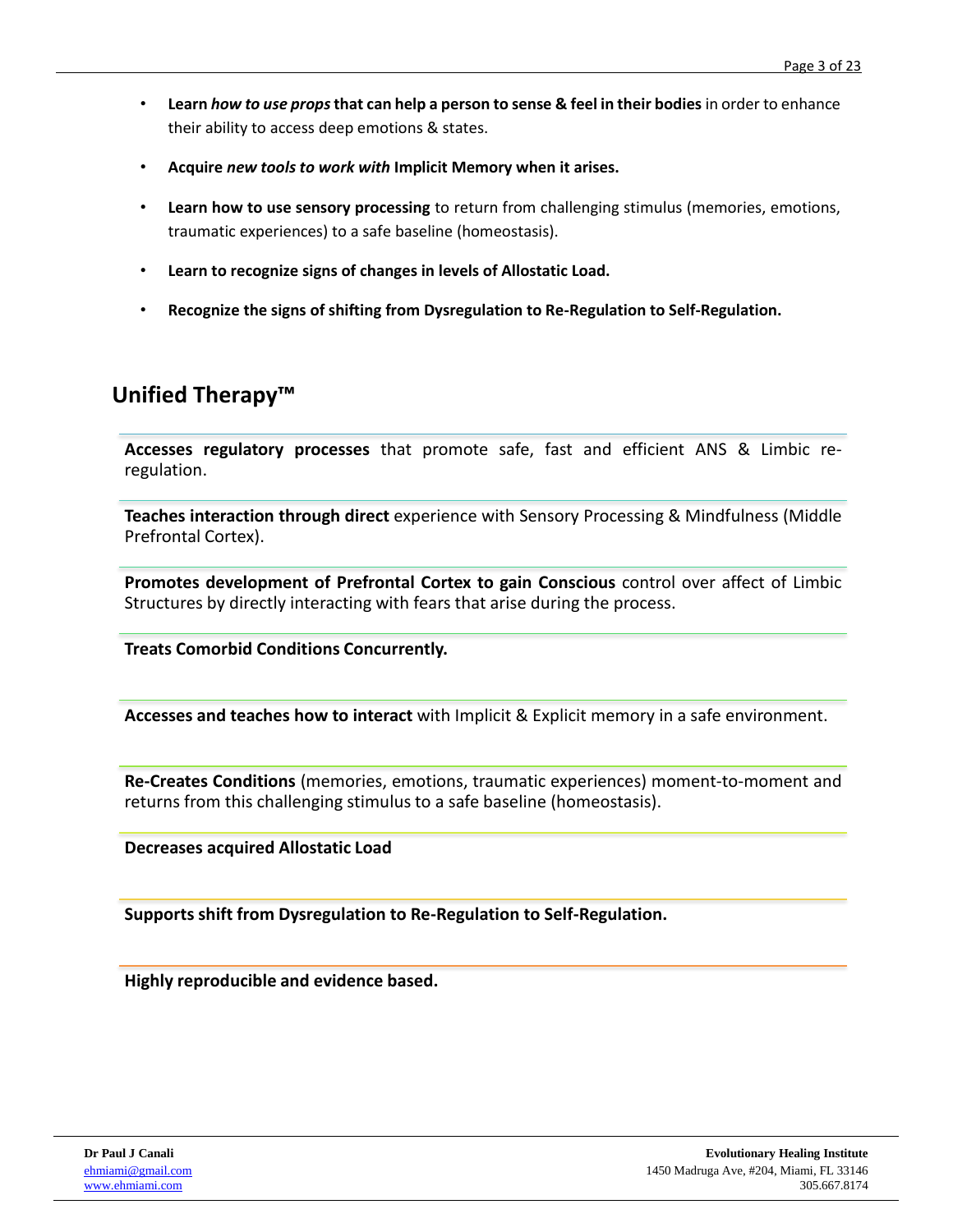- **Learn *how to use props* that can help a person to sense & feel in their bodies** in order to enhance their ability to access deep emotions & states.
- **Acquire *new tools to work with* Implicit Memory when it arises.**
- **Learn how to use sensory processing** to return from challenging stimulus (memories, emotions, traumatic experiences) to a safe baseline (homeostasis).
- **Learn to recognize signs of changes in levels of Allostatic Load.**
- **Recognize the signs of shifting from Dysregulation to Re-Regulation to Self-Regulation.**

## Unified Therapy™

**Accesses regulatory processes** that promote safe, fast and efficient ANS & Limbic re-regulation.

**Teaches interaction through direct** experience with Sensory Processing & Mindfulness (Middle Prefrontal Cortex).

**Promotes development of Prefrontal Cortex to gain Conscious** control over affect of Limbic Structures by directly interacting with fears that arise during the process.

**Treats Comorbid Conditions Concurrently.**

**Accesses and teaches how to interact** with Implicit & Explicit memory in a safe environment.

**Re-Creates Conditions** (memories, emotions, traumatic experiences) moment-to-moment and returns from this challenging stimulus to a safe baseline (homeostasis).

**Decreases acquired Allostatic Load**

**Supports shift from Dysregulation to Re-Regulation to Self-Regulation.**

**Highly reproducible and evidence based.**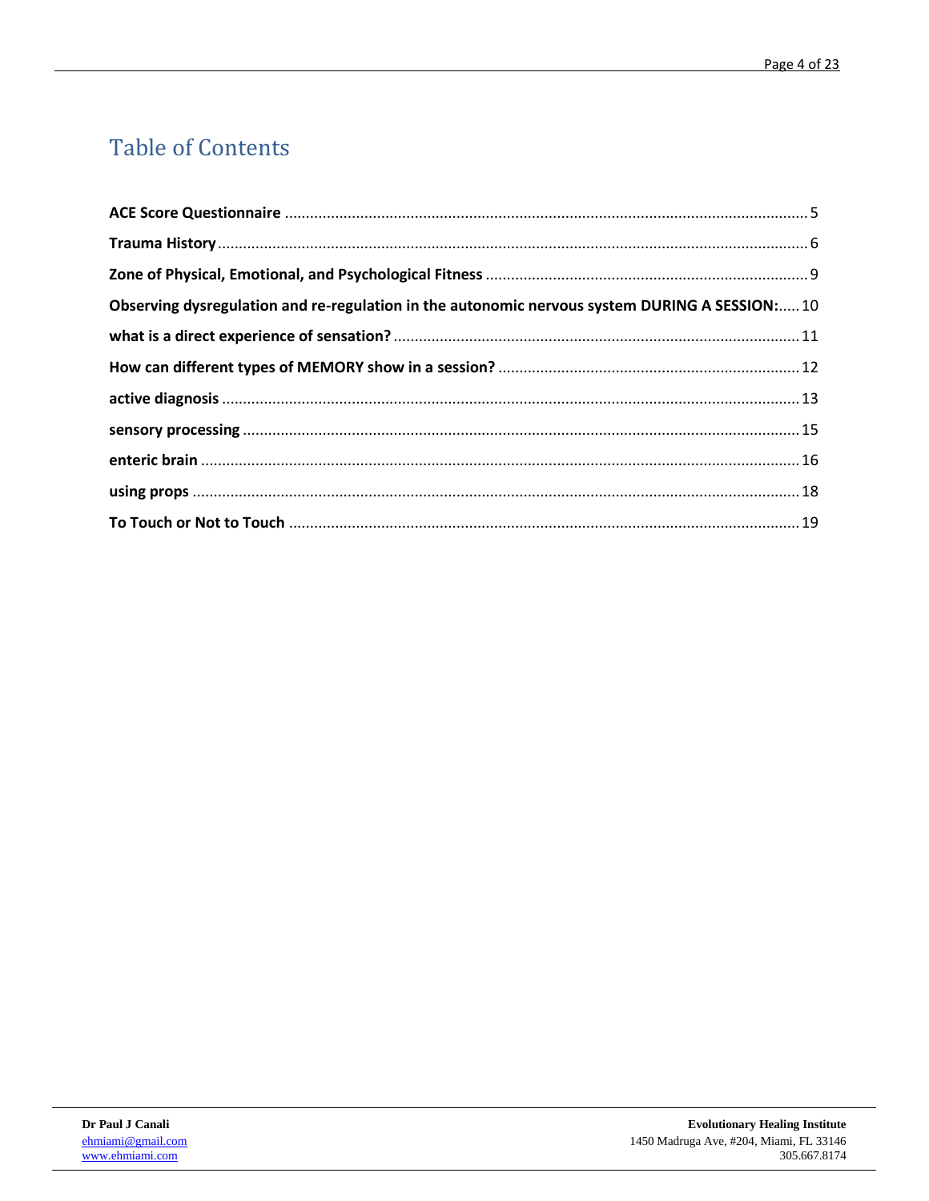# Table of Contents

**ACE Score Questionnaire** ........................................ 5

**Trauma History** ........................................ 6

**Zone of Physical, Emotional, and Psychological Fitness** ........................................ 9

**Observing dysregulation and re-regulation in the autonomic nervous system DURING A SESSION:** ..... 10

**what is a direct experience of sensation?** ........................................ 11

**How can different types of MEMORY show in a session?** ........................................ 12

**active diagnosis** ........................................ 13

**sensory processing** ........................................ 15

**enteric brain** ........................................ 16

**using props** ........................................ 18

**To Touch or Not to Touch** ........................................ 19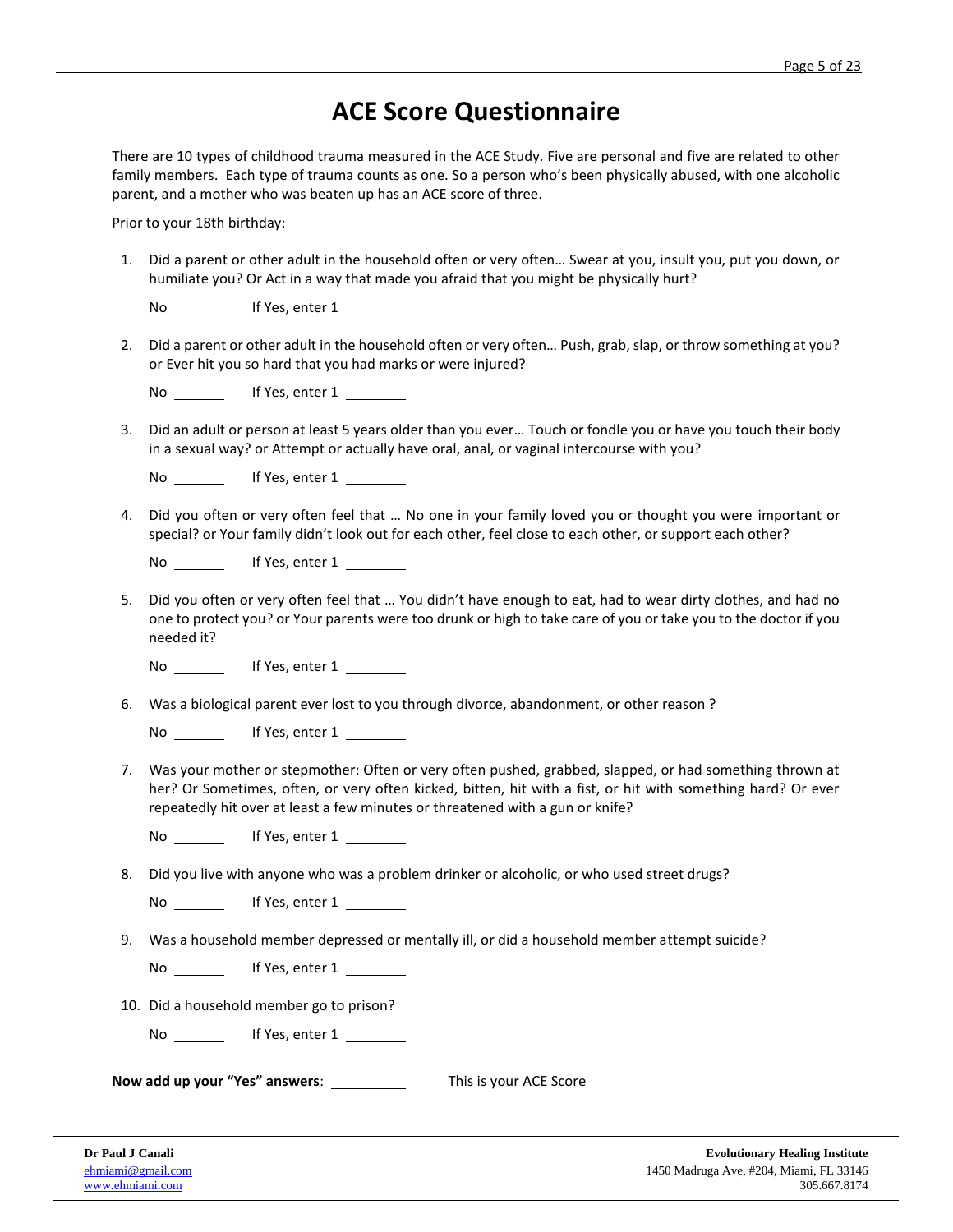# ACE Score Questionnaire

There are 10 types of childhood trauma measured in the ACE Study. Five are personal and five are related to other family members. Each type of trauma counts as one. So a person who's been physically abused, with one alcoholic parent, and a mother who was beaten up has an ACE score of three.

Prior to your 18th birthday:

1. Did a parent or other adult in the household often or very often… Swear at you, insult you, put you down, or humiliate you? Or Act in a way that made you afraid that you might be physically hurt?

   No ______ If Yes, enter 1 ______

2. Did a parent or other adult in the household often or very often… Push, grab, slap, or throw something at you? or Ever hit you so hard that you had marks or were injured?

   No ______ If Yes, enter 1 ______

3. Did an adult or person at least 5 years older than you ever… Touch or fondle you or have you touch their body in a sexual way? or Attempt or actually have oral, anal, or vaginal intercourse with you?

   No ______ If Yes, enter 1 ______

4. Did you often or very often feel that … No one in your family loved you or thought you were important or special? or Your family didn't look out for each other, feel close to each other, or support each other?

   No ______ If Yes, enter 1 ______

5. Did you often or very often feel that … You didn't have enough to eat, had to wear dirty clothes, and had no one to protect you? or Your parents were too drunk or high to take care of you or take you to the doctor if you needed it?

   No ______ If Yes, enter 1 ______

6. Was a biological parent ever lost to you through divorce, abandonment, or other reason ?

   No ______ If Yes, enter 1 ______

7. Was your mother or stepmother: Often or very often pushed, grabbed, slapped, or had something thrown at her? Or Sometimes, often, or very often kicked, bitten, hit with a fist, or hit with something hard? Or ever repeatedly hit over at least a few minutes or threatened with a gun or knife?

   No ______ If Yes, enter 1 ______

8. Did you live with anyone who was a problem drinker or alcoholic, or who used street drugs?

   No ______ If Yes, enter 1 ______

9. Was a household member depressed or mentally ill, or did a household member attempt suicide?

   No ______ If Yes, enter 1 ______

10. Did a household member go to prison?

    No ______ If Yes, enter 1 ______

**Now add up your "Yes" answers**: ______ This is your ACE Score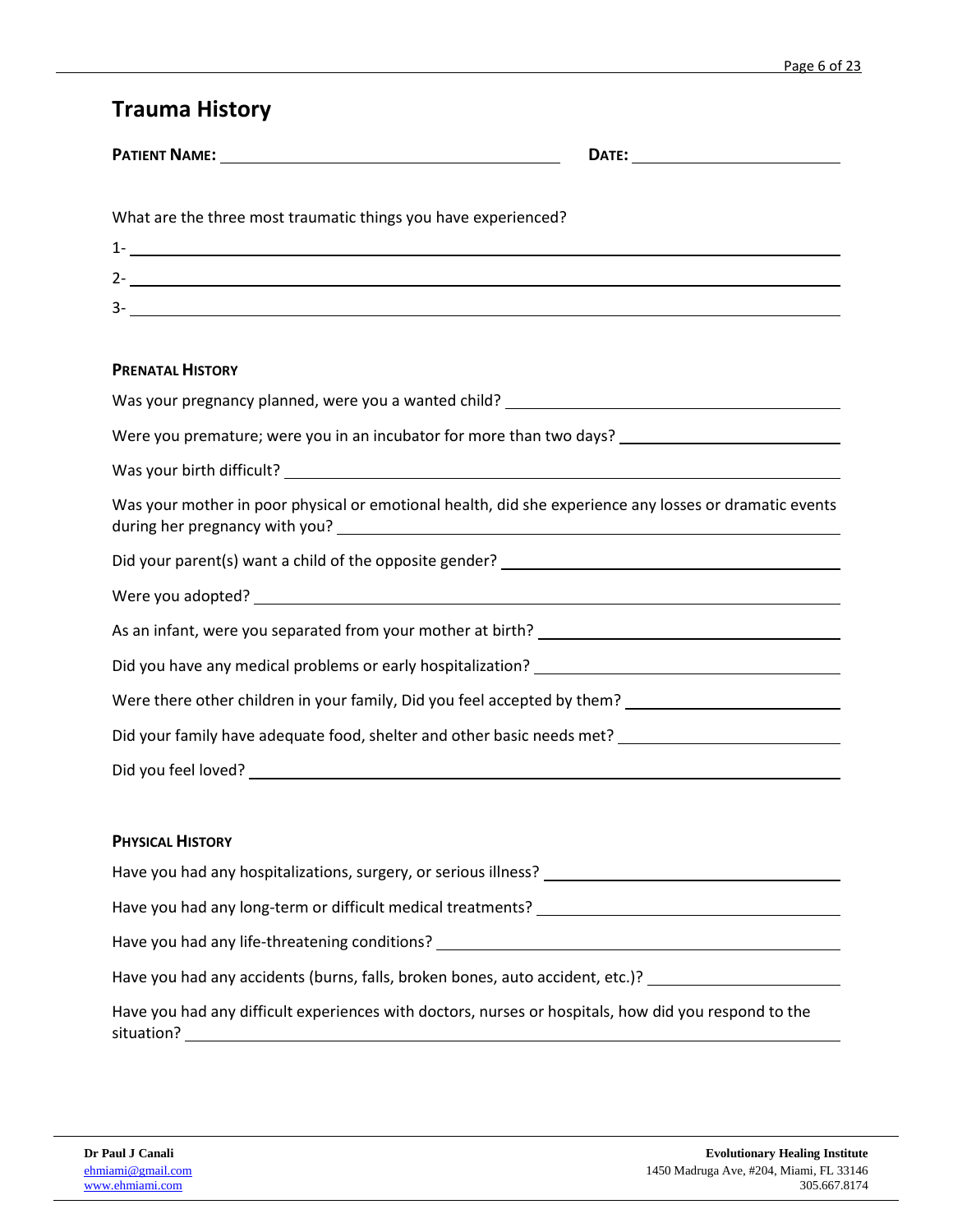# Trauma History

**PATIENT NAME:** ______________________________ **DATE:** ____________________

What are the three most traumatic things you have experienced?

1- ____________________________________________________________

2- ____________________________________________________________

3- ____________________________________________________________

**PRENATAL HISTORY**

Was your pregnancy planned, were you a wanted child? ____________________

Were you premature; were you in an incubator for more than two days? ____________________

Was your birth difficult? ____________________

Was your mother in poor physical or emotional health, did she experience any losses or dramatic events during her pregnancy with you? ____________________

Did your parent(s) want a child of the opposite gender? ____________________

Were you adopted? ____________________

As an infant, were you separated from your mother at birth? ____________________

Did you have any medical problems or early hospitalization? ____________________

Were there other children in your family, Did you feel accepted by them? ____________________

Did your family have adequate food, shelter and other basic needs met? ____________________

Did you feel loved? ____________________

**PHYSICAL HISTORY**

Have you had any hospitalizations, surgery, or serious illness? ____________________

Have you had any long-term or difficult medical treatments? ____________________

Have you had any life-threatening conditions? ____________________

Have you had any accidents (burns, falls, broken bones, auto accident, etc.)? ____________________

Have you had any difficult experiences with doctors, nurses or hospitals, how did you respond to the situation? ____________________

**Dr Paul J Canali**
ehmiami@gmail.com
www.ehmiami.com

**Evolutionary Healing Institute**
1450 Madruga Ave, #204, Miami, FL 33146
305.667.8174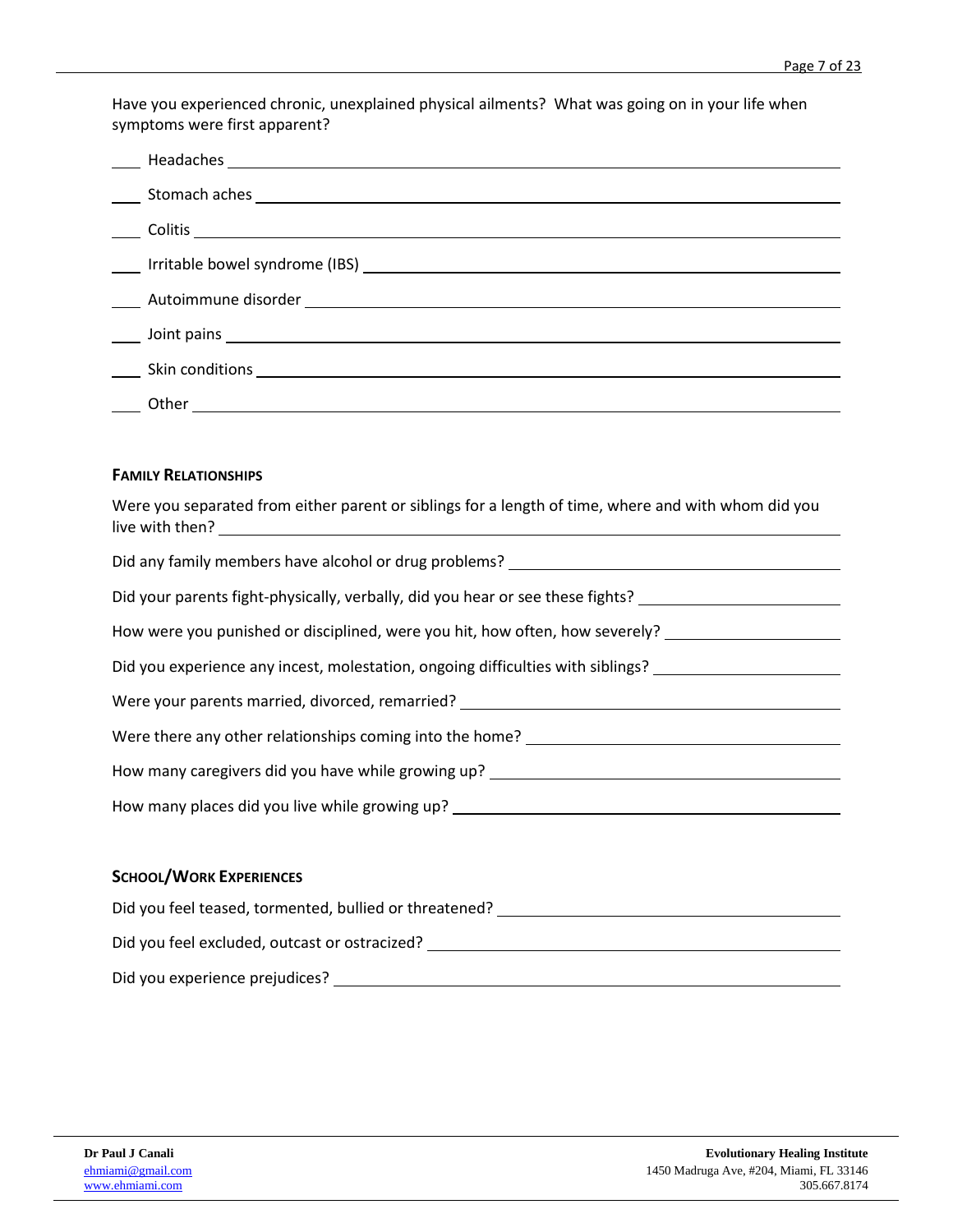Have you experienced chronic, unexplained physical ailments? What was going on in your life when symptoms were first apparent?

____ Headaches ____________________

____ Stomach aches ____________________

____ Colitis ____________________

____ Irritable bowel syndrome (IBS) ____________________

____ Autoimmune disorder ____________________

____ Joint pains ____________________

____ Skin conditions ____________________

____ Other ____________________

## FAMILY RELATIONSHIPS

Were you separated from either parent or siblings for a length of time, where and with whom did you live with then? ____________________

Did any family members have alcohol or drug problems? ____________________

Did your parents fight-physically, verbally, did you hear or see these fights? ____________________

How were you punished or disciplined, were you hit, how often, how severely? ____________________

Did you experience any incest, molestation, ongoing difficulties with siblings? ____________________

Were your parents married, divorced, remarried? ____________________

Were there any other relationships coming into the home? ____________________

How many caregivers did you have while growing up? ____________________

How many places did you live while growing up? ____________________

## SCHOOL/WORK EXPERIENCES

Did you feel teased, tormented, bullied or threatened? ____________________

Did you feel excluded, outcast or ostracized? ____________________

Did you experience prejudices? ____________________

**Dr Paul J Canali**
ehmiami@gmail.com
www.ehmiami.com

**Evolutionary Healing Institute**
1450 Madruga Ave, #204, Miami, FL 33146
305.667.8174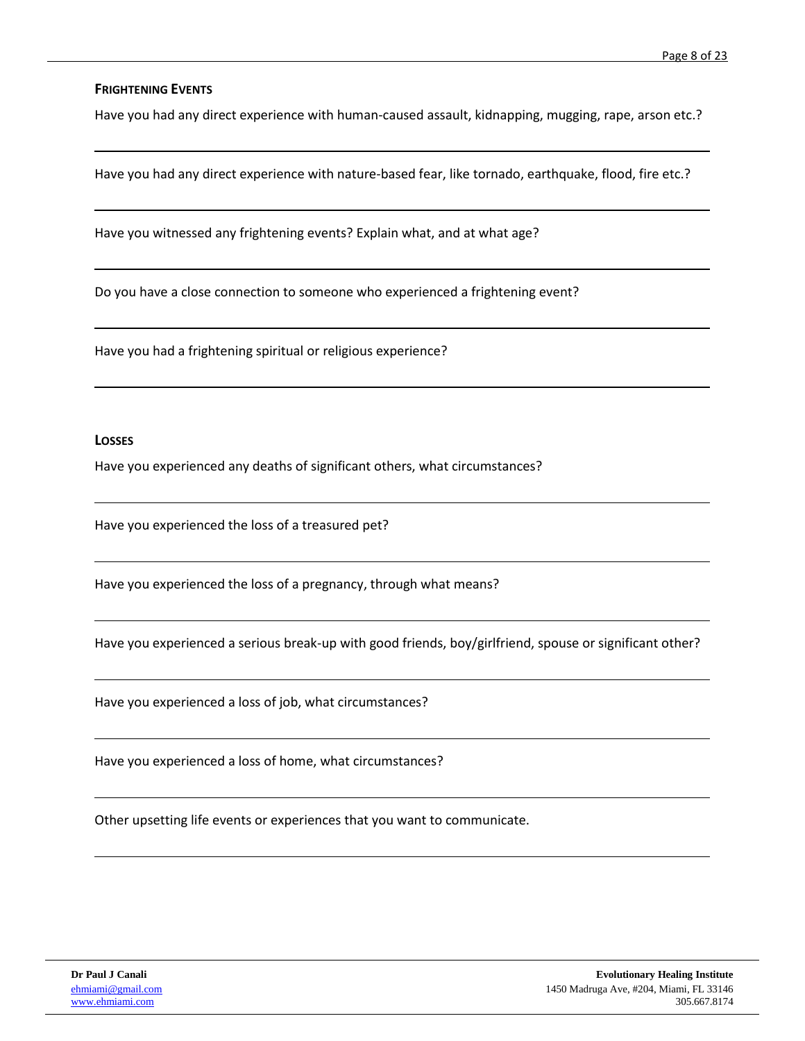## Frightening Events

Have you had any direct experience with human-caused assault, kidnapping, mugging, rape, arson etc.?

---

Have you had any direct experience with nature-based fear, like tornado, earthquake, flood, fire etc.?

---

Have you witnessed any frightening events? Explain what, and at what age?

---

Do you have a close connection to someone who experienced a frightening event?

---

Have you had a frightening spiritual or religious experience?

---

## Losses

Have you experienced any deaths of significant others, what circumstances?

---

Have you experienced the loss of a treasured pet?

---

Have you experienced the loss of a pregnancy, through what means?

---

Have you experienced a serious break-up with good friends, boy/girlfriend, spouse or significant other?

---

Have you experienced a loss of job, what circumstances?

---

Have you experienced a loss of home, what circumstances?

---

Other upsetting life events or experiences that you want to communicate.

---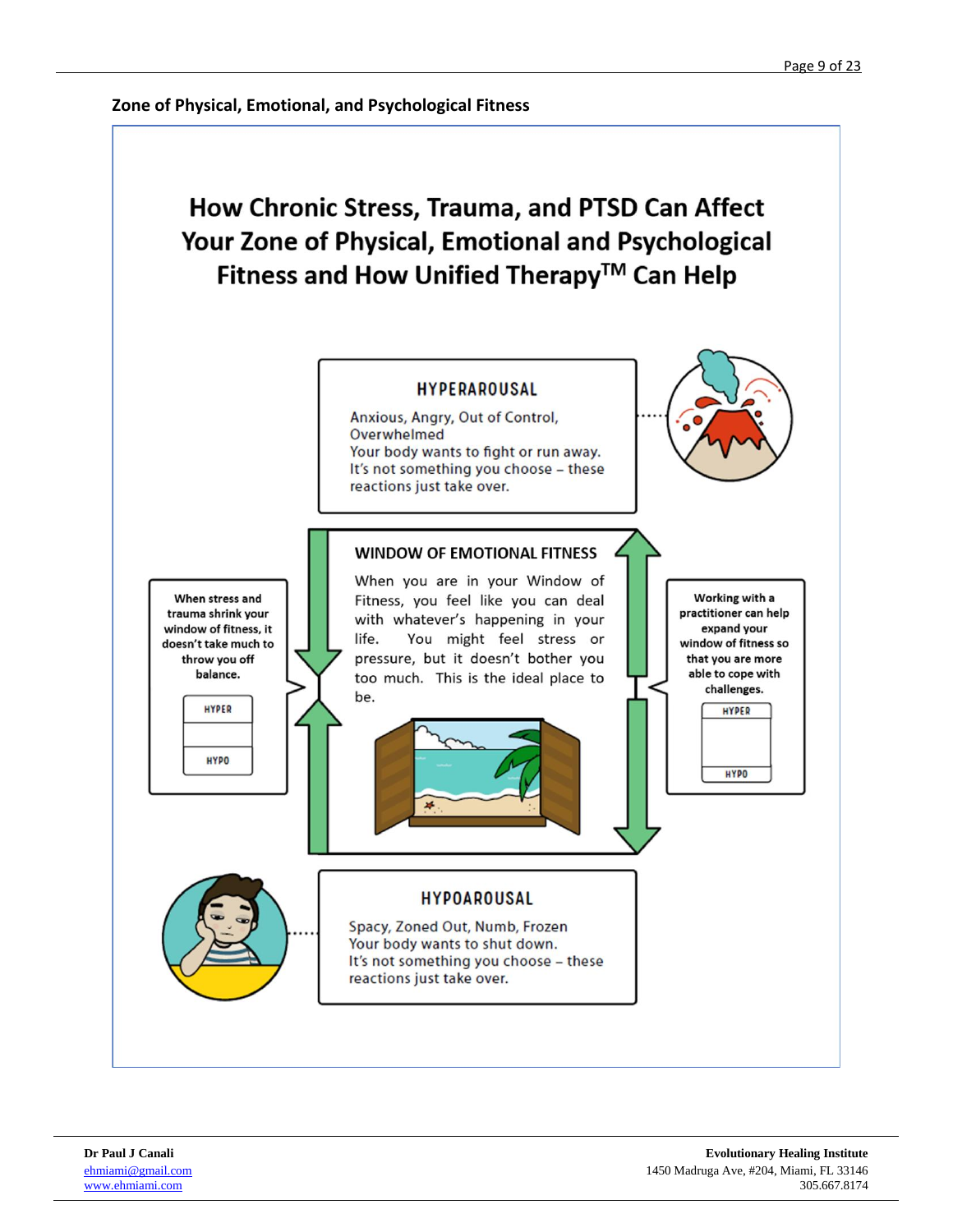## Zone of Physical, Emotional, and Psychological Fitness

# How Chronic Stress, Trauma, and PTSD Can Affect Your Zone of Physical, Emotional and Psychological Fitness and How Unified Therapy™ Can Help

### HYPERAROUSAL

Anxious, Angry, Out of Control, Overwhelmed
Your body wants to fight or run away.
It's not something you choose – these reactions just take over.

### WINDOW OF EMOTIONAL FITNESS

When you are in your Window of Fitness, you feel like you can deal with whatever's happening in your life. You might feel stress or pressure, but it doesn't bother you too much. This is the ideal place to be.

**When stress and trauma shrink your window of fitness, it doesn't take much to throw you off balance.**

HYPER

HYPO

**Working with a practitioner can help expand your window of fitness so that you are more able to cope with challenges.**

HYPER

HYPO

### HYPOAROUSAL

Spacy, Zoned Out, Numb, Frozen
Your body wants to shut down.
It's not something you choose – these reactions just take over.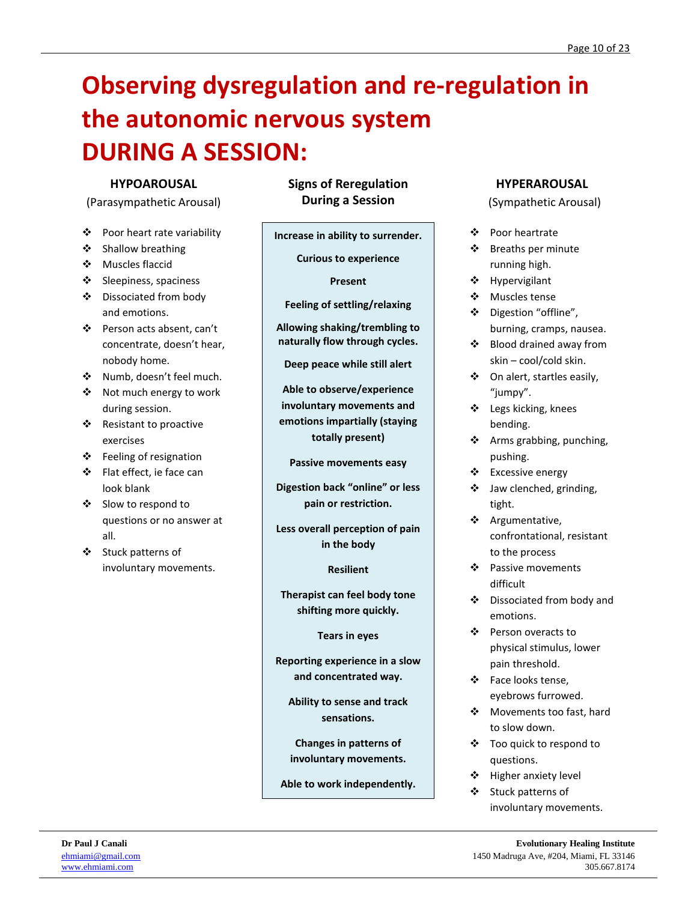# Observing dysregulation and re-regulation in the autonomic nervous system DURING A SESSION:

### HYPOAROUSAL

(Parasympathetic Arousal)

- Poor heart rate variability
- Shallow breathing
- Muscles flaccid
- Sleepiness, spaciness
- Dissociated from body and emotions.
- Person acts absent, can't concentrate, doesn't hear, nobody home.
- Numb, doesn't feel much.
- Not much energy to work during session.
- Resistant to proactive exercises
- Feeling of resignation
- Flat effect, ie face can look blank
- Slow to respond to questions or no answer at all.
- Stuck patterns of involuntary movements.

### Signs of Reregulation During a Session

**Increase in ability to surrender.**

**Curious to experience**

**Present**

**Feeling of settling/relaxing**

**Allowing shaking/trembling to naturally flow through cycles.**

**Deep peace while still alert**

**Able to observe/experience involuntary movements and emotions impartially (staying totally present)**

**Passive movements easy**

**Digestion back "online" or less pain or restriction.**

**Less overall perception of pain in the body**

**Resilient**

**Therapist can feel body tone shifting more quickly.**

**Tears in eyes**

**Reporting experience in a slow and concentrated way.**

**Ability to sense and track sensations.**

**Changes in patterns of involuntary movements.**

**Able to work independently.**

### HYPERAROUSAL

(Sympathetic Arousal)

- Poor heartrate
- Breaths per minute running high.
- Hypervigilant
- Muscles tense
- Digestion "offline", burning, cramps, nausea.
- Blood drained away from skin – cool/cold skin.
- On alert, startles easily, "jumpy".
- Legs kicking, knees bending.
- Arms grabbing, punching, pushing.
- Excessive energy
- Jaw clenched, grinding, tight.
- Argumentative, confrontational, resistant to the process
- Passive movements difficult
- Dissociated from body and emotions.
- Person overacts to physical stimulus, lower pain threshold.
- Face looks tense, eyebrows furrowed.
- Movements too fast, hard to slow down.
- Too quick to respond to questions.
- Higher anxiety level
- Stuck patterns of involuntary movements.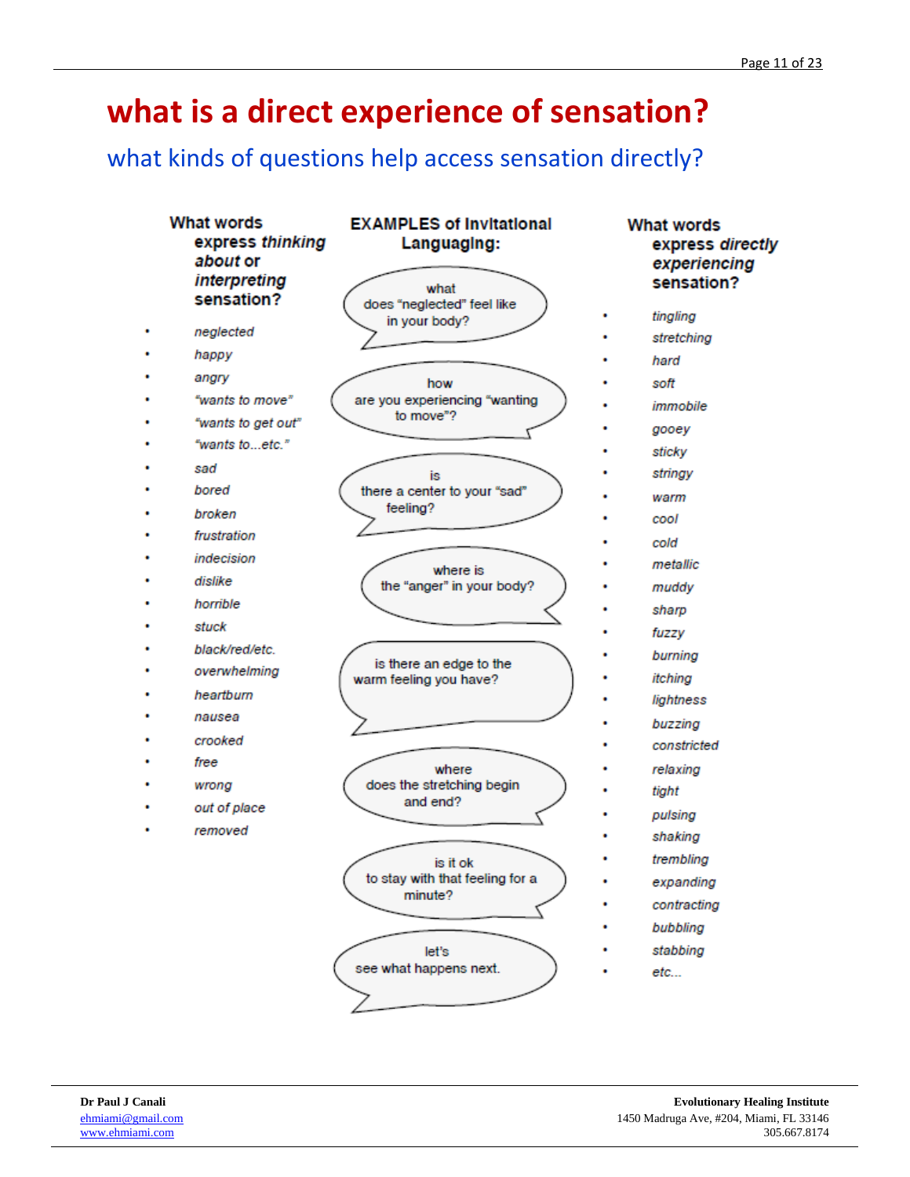# what is a direct experience of sensation?

## what kinds of questions help access sensation directly?

**What words express *thinking about* or *interpreting* sensation?**

- *neglected*
- *happy*
- *angry*
- *"wants to move"*
- *"wants to get out"*
- *"wants to...etc."*
- *sad*
- *bored*
- *broken*
- *frustration*
- *indecision*
- *dislike*
- *horrible*
- *stuck*
- *black/red/etc.*
- *overwhelming*
- *heartburn*
- *nausea*
- *crooked*
- *free*
- *wrong*
- *out of place*
- *removed*

**EXAMPLES of Invitational Languaging:**

- what does "neglected" feel like in your body?
- how are you experiencing "wanting to move"?
- is there a center to your "sad" feeling?
- where is the "anger" in your body?
- is there an edge to the warm feeling you have?
- where does the stretching begin and end?
- is it ok to stay with that feeling for a minute?
- let's see what happens next.

**What words express *directly experiencing* sensation?**

- *tingling*
- *stretching*
- *hard*
- *soft*
- *immobile*
- *gooey*
- *sticky*
- *stringy*
- *warm*
- *cool*
- *cold*
- *metallic*
- *muddy*
- *sharp*
- *fuzzy*
- *burning*
- *itching*
- *lightness*
- *buzzing*
- *constricted*
- *relaxing*
- *tight*
- *pulsing*
- *shaking*
- *trembling*
- *expanding*
- *contracting*
- *bubbling*
- *stabbing*
- *etc...*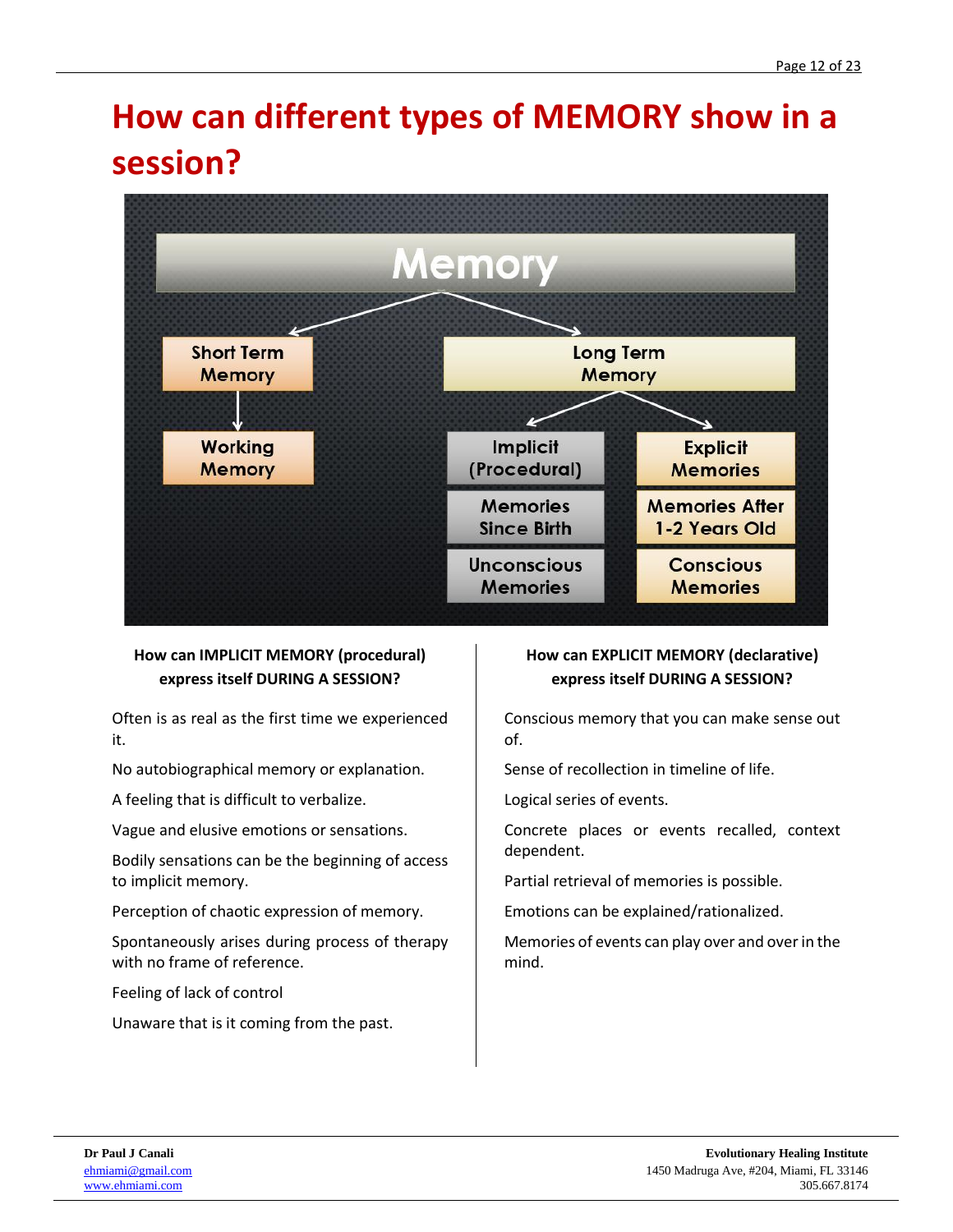# How can different types of MEMORY show in a session?

Memory

- Short Term Memory
  - Working Memory
- Long Term Memory
  - Implicit (Procedural)
    - Memories Since Birth
    - Unconscious Memories
  - Explicit Memories
    - Memories After 1-2 Years Old
    - Conscious Memories

**How can IMPLICIT MEMORY (procedural) express itself DURING A SESSION?**

Often is as real as the first time we experienced it.

No autobiographical memory or explanation.

A feeling that is difficult to verbalize.

Vague and elusive emotions or sensations.

Bodily sensations can be the beginning of access to implicit memory.

Perception of chaotic expression of memory.

Spontaneously arises during process of therapy with no frame of reference.

Feeling of lack of control

Unaware that is it coming from the past.

**How can EXPLICIT MEMORY (declarative) express itself DURING A SESSION?**

Conscious memory that you can make sense out of.

Sense of recollection in timeline of life.

Logical series of events.

Concrete places or events recalled, context dependent.

Partial retrieval of memories is possible.

Emotions can be explained/rationalized.

Memories of events can play over and over in the mind.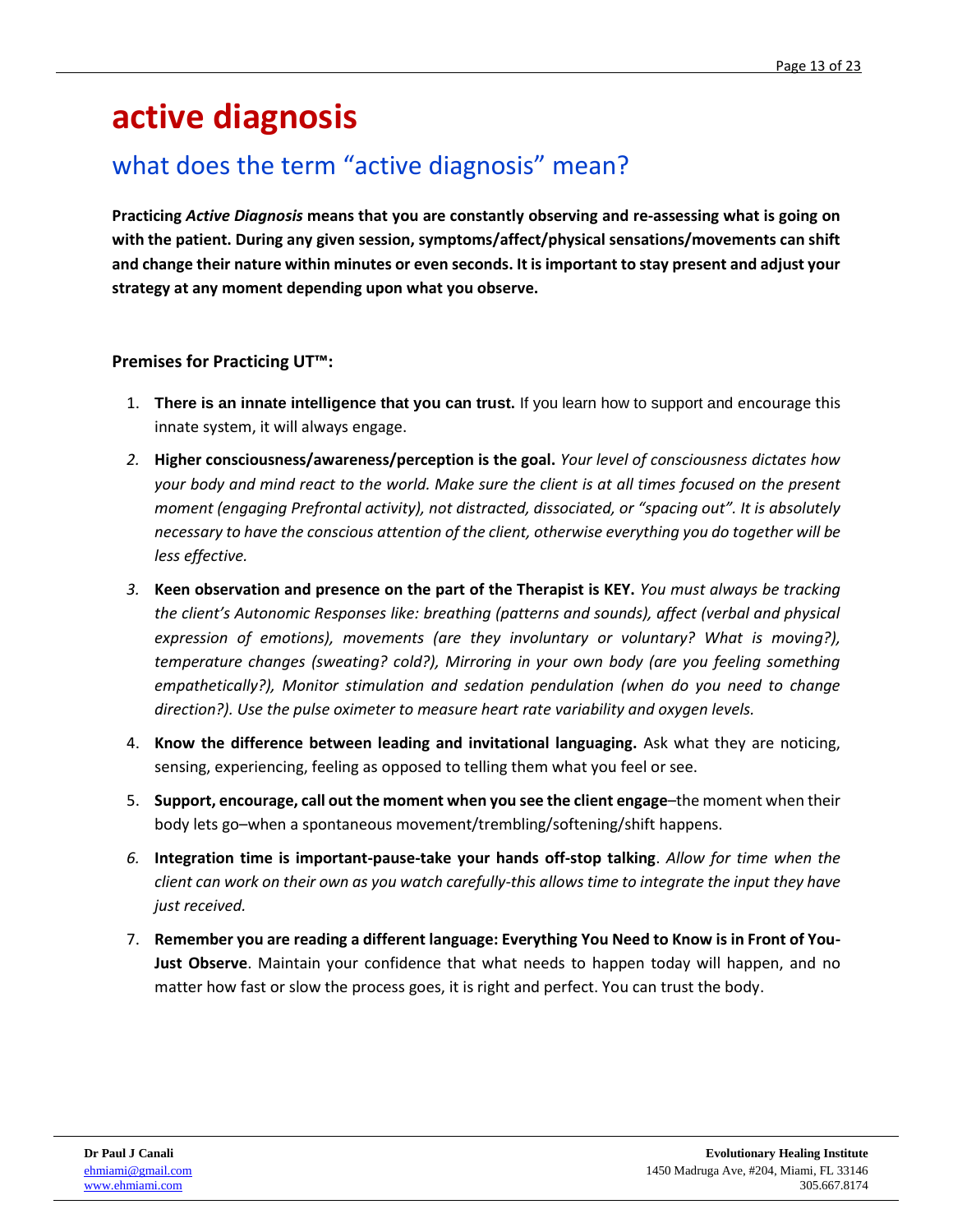# active diagnosis

## what does the term "active diagnosis" mean?

**Practicing *Active Diagnosis* means that you are constantly observing and re-assessing what is going on with the patient. During any given session, symptoms/affect/physical sensations/movements can shift and change their nature within minutes or even seconds. It is important to stay present and adjust your strategy at any moment depending upon what you observe.**

**Premises for Practicing UT™:**

1. **There is an innate intelligence that you can trust.** If you learn how to support and encourage this innate system, it will always engage.
2. **Higher consciousness/awareness/perception is the goal.** *Your level of consciousness dictates how your body and mind react to the world. Make sure the client is at all times focused on the present moment (engaging Prefrontal activity), not distracted, dissociated, or "spacing out". It is absolutely necessary to have the conscious attention of the client, otherwise everything you do together will be less effective.*
3. **Keen observation and presence on the part of the Therapist is KEY.** *You must always be tracking the client's Autonomic Responses like: breathing (patterns and sounds), affect (verbal and physical expression of emotions), movements (are they involuntary or voluntary? What is moving?), temperature changes (sweating? cold?), Mirroring in your own body (are you feeling something empathetically?), Monitor stimulation and sedation pendulation (when do you need to change direction?). Use the pulse oximeter to measure heart rate variability and oxygen levels.*
4. **Know the difference between leading and invitational languaging.** Ask what they are noticing, sensing, experiencing, feeling as opposed to telling them what you feel or see.
5. **Support, encourage, call out the moment when you see the client engage**–the moment when their body lets go–when a spontaneous movement/trembling/softening/shift happens.
6. **Integration time is important-pause-take your hands off-stop talking**. *Allow for time when the client can work on their own as you watch carefully-this allows time to integrate the input they have just received.*
7. **Remember you are reading a different language: Everything You Need to Know is in Front of You-Just Observe**. Maintain your confidence that what needs to happen today will happen, and no matter how fast or slow the process goes, it is right and perfect. You can trust the body.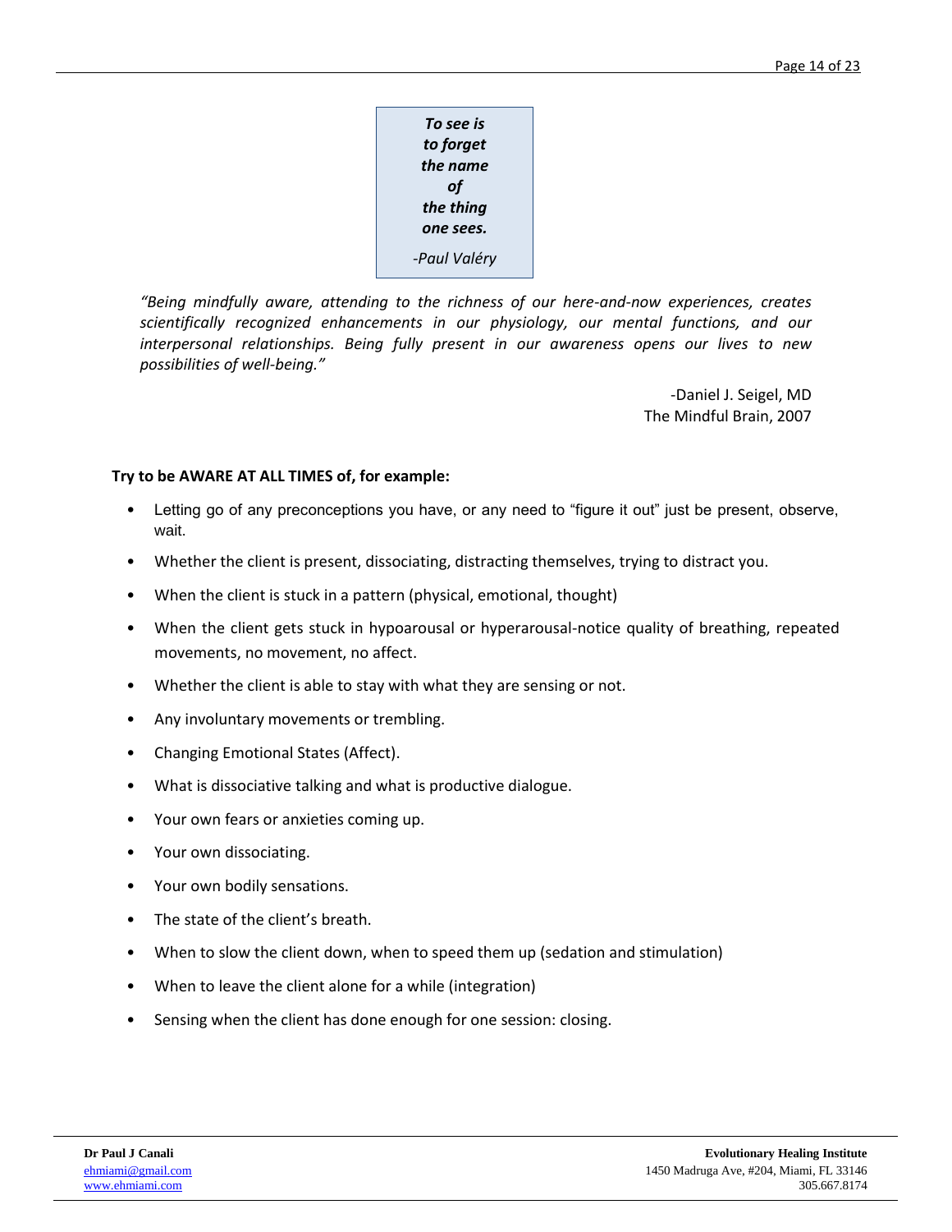***To see is to forget the name of the thing one sees.***

*-Paul Valéry*

*"Being mindfully aware, attending to the richness of our here-and-now experiences, creates scientifically recognized enhancements in our physiology, our mental functions, and our interpersonal relationships. Being fully present in our awareness opens our lives to new possibilities of well-being."*

-Daniel J. Seigel, MD
The Mindful Brain, 2007

**Try to be AWARE AT ALL TIMES of, for example:**

- Letting go of any preconceptions you have, or any need to "figure it out" just be present, observe, wait.
- Whether the client is present, dissociating, distracting themselves, trying to distract you.
- When the client is stuck in a pattern (physical, emotional, thought)
- When the client gets stuck in hypoarousal or hyperarousal-notice quality of breathing, repeated movements, no movement, no affect.
- Whether the client is able to stay with what they are sensing or not.
- Any involuntary movements or trembling.
- Changing Emotional States (Affect).
- What is dissociative talking and what is productive dialogue.
- Your own fears or anxieties coming up.
- Your own dissociating.
- Your own bodily sensations.
- The state of the client's breath.
- When to slow the client down, when to speed them up (sedation and stimulation)
- When to leave the client alone for a while (integration)
- Sensing when the client has done enough for one session: closing.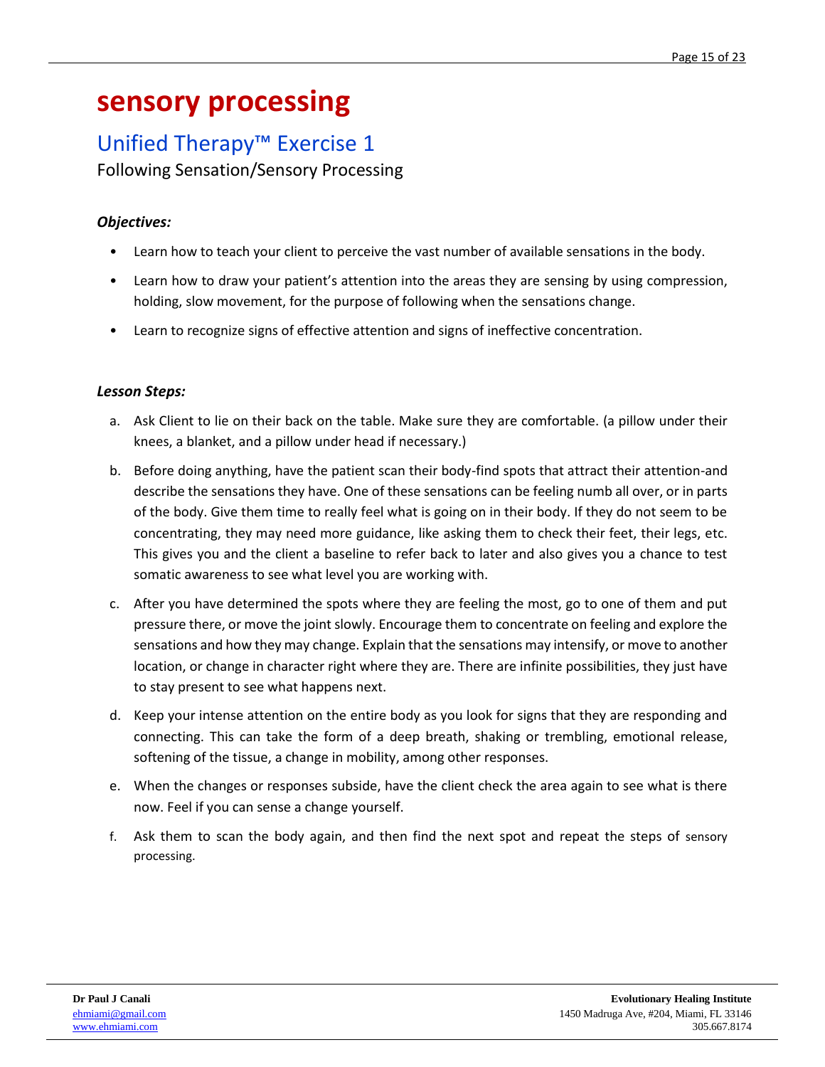# sensory processing

## Unified Therapy™ Exercise 1

Following Sensation/Sensory Processing

***Objectives:***

- Learn how to teach your client to perceive the vast number of available sensations in the body.
- Learn how to draw your patient's attention into the areas they are sensing by using compression, holding, slow movement, for the purpose of following when the sensations change.
- Learn to recognize signs of effective attention and signs of ineffective concentration.

***Lesson Steps:***

a. Ask Client to lie on their back on the table. Make sure they are comfortable. (a pillow under their knees, a blanket, and a pillow under head if necessary.)

b. Before doing anything, have the patient scan their body-find spots that attract their attention-and describe the sensations they have. One of these sensations can be feeling numb all over, or in parts of the body. Give them time to really feel what is going on in their body. If they do not seem to be concentrating, they may need more guidance, like asking them to check their feet, their legs, etc. This gives you and the client a baseline to refer back to later and also gives you a chance to test somatic awareness to see what level you are working with.

c. After you have determined the spots where they are feeling the most, go to one of them and put pressure there, or move the joint slowly. Encourage them to concentrate on feeling and explore the sensations and how they may change. Explain that the sensations may intensify, or move to another location, or change in character right where they are. There are infinite possibilities, they just have to stay present to see what happens next.

d. Keep your intense attention on the entire body as you look for signs that they are responding and connecting. This can take the form of a deep breath, shaking or trembling, emotional release, softening of the tissue, a change in mobility, among other responses.

e. When the changes or responses subside, have the client check the area again to see what is there now. Feel if you can sense a change yourself.

f. Ask them to scan the body again, and then find the next spot and repeat the steps of sensory processing.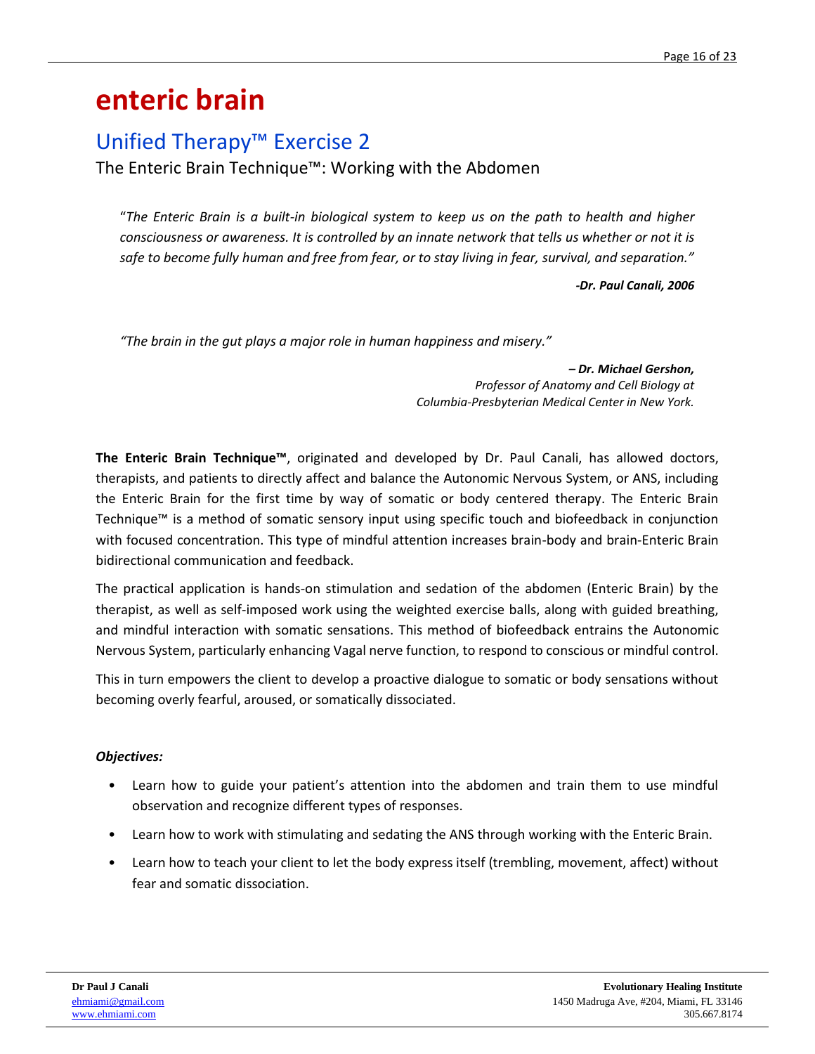# enteric brain

## Unified Therapy™ Exercise 2

### The Enteric Brain Technique™: Working with the Abdomen

"*The Enteric Brain is a built-in biological system to keep us on the path to health and higher consciousness or awareness. It is controlled by an innate network that tells us whether or not it is safe to become fully human and free from fear, or to stay living in fear, survival, and separation."*

***-Dr. Paul Canali, 2006***

*"The brain in the gut plays a major role in human happiness and misery."*

***– Dr. Michael Gershon,***
*Professor of Anatomy and Cell Biology at*
*Columbia-Presbyterian Medical Center in New York.*

**The Enteric Brain Technique™**, originated and developed by Dr. Paul Canali, has allowed doctors, therapists, and patients to directly affect and balance the Autonomic Nervous System, or ANS, including the Enteric Brain for the first time by way of somatic or body centered therapy. The Enteric Brain Technique™ is a method of somatic sensory input using specific touch and biofeedback in conjunction with focused concentration. This type of mindful attention increases brain-body and brain-Enteric Brain bidirectional communication and feedback.

The practical application is hands-on stimulation and sedation of the abdomen (Enteric Brain) by the therapist, as well as self-imposed work using the weighted exercise balls, along with guided breathing, and mindful interaction with somatic sensations. This method of biofeedback entrains the Autonomic Nervous System, particularly enhancing Vagal nerve function, to respond to conscious or mindful control.

This in turn empowers the client to develop a proactive dialogue to somatic or body sensations without becoming overly fearful, aroused, or somatically dissociated.

***Objectives:***

- Learn how to guide your patient's attention into the abdomen and train them to use mindful observation and recognize different types of responses.
- Learn how to work with stimulating and sedating the ANS through working with the Enteric Brain.
- Learn how to teach your client to let the body express itself (trembling, movement, affect) without fear and somatic dissociation.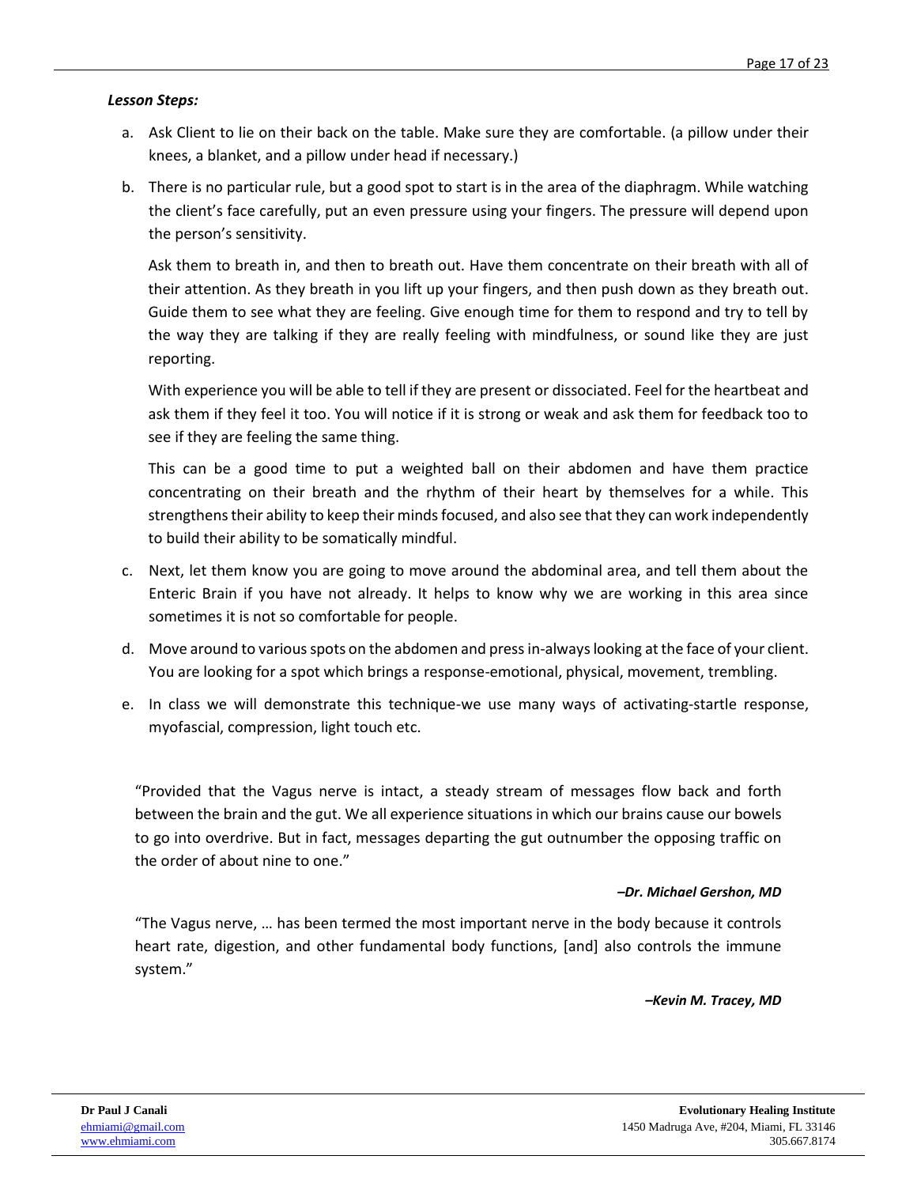***Lesson Steps:***

a. Ask Client to lie on their back on the table. Make sure they are comfortable. (a pillow under their knees, a blanket, and a pillow under head if necessary.)

b. There is no particular rule, but a good spot to start is in the area of the diaphragm. While watching the client's face carefully, put an even pressure using your fingers. The pressure will depend upon the person's sensitivity.

   Ask them to breath in, and then to breath out. Have them concentrate on their breath with all of their attention. As they breath in you lift up your fingers, and then push down as they breath out. Guide them to see what they are feeling. Give enough time for them to respond and try to tell by the way they are talking if they are really feeling with mindfulness, or sound like they are just reporting.

   With experience you will be able to tell if they are present or dissociated. Feel for the heartbeat and ask them if they feel it too. You will notice if it is strong or weak and ask them for feedback too to see if they are feeling the same thing.

   This can be a good time to put a weighted ball on their abdomen and have them practice concentrating on their breath and the rhythm of their heart by themselves for a while. This strengthens their ability to keep their minds focused, and also see that they can work independently to build their ability to be somatically mindful.

c. Next, let them know you are going to move around the abdominal area, and tell them about the Enteric Brain if you have not already. It helps to know why we are working in this area since sometimes it is not so comfortable for people.

d. Move around to various spots on the abdomen and press in-always looking at the face of your client. You are looking for a spot which brings a response-emotional, physical, movement, trembling.

e. In class we will demonstrate this technique-we use many ways of activating-startle response, myofascial, compression, light touch etc.

"Provided that the Vagus nerve is intact, a steady stream of messages flow back and forth between the brain and the gut. We all experience situations in which our brains cause our bowels to go into overdrive. But in fact, messages departing the gut outnumber the opposing traffic on the order of about nine to one."

***–Dr. Michael Gershon, MD***

"The Vagus nerve, … has been termed the most important nerve in the body because it controls heart rate, digestion, and other fundamental body functions, [and] also controls the immune system."

***–Kevin M. Tracey, MD***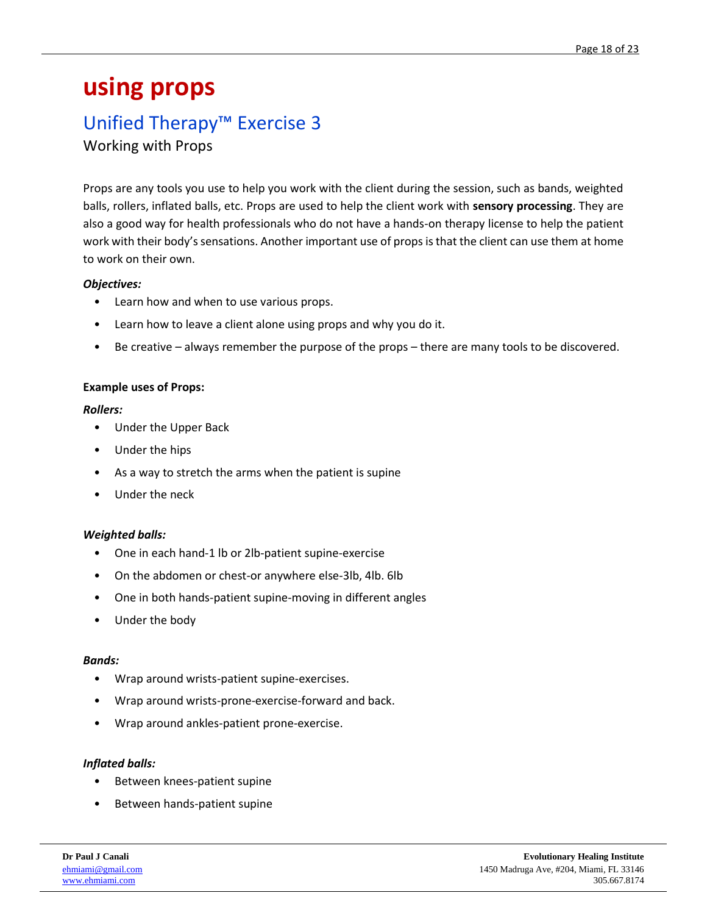# using props

## Unified Therapy™ Exercise 3

### Working with Props

Props are any tools you use to help you work with the client during the session, such as bands, weighted balls, rollers, inflated balls, etc. Props are used to help the client work with **sensory processing**. They are also a good way for health professionals who do not have a hands-on therapy license to help the patient work with their body's sensations. Another important use of props is that the client can use them at home to work on their own.

***Objectives:***

- Learn how and when to use various props.
- Learn how to leave a client alone using props and why you do it.
- Be creative – always remember the purpose of the props – there are many tools to be discovered.

**Example uses of Props:**

***Rollers:***

- Under the Upper Back
- Under the hips
- As a way to stretch the arms when the patient is supine
- Under the neck

***Weighted balls:***

- One in each hand-1 lb or 2lb-patient supine-exercise
- On the abdomen or chest-or anywhere else-3lb, 4lb. 6lb
- One in both hands-patient supine-moving in different angles
- Under the body

***Bands:***

- Wrap around wrists-patient supine-exercises.
- Wrap around wrists-prone-exercise-forward and back.
- Wrap around ankles-patient prone-exercise.

***Inflated balls:***

- Between knees-patient supine
- Between hands-patient supine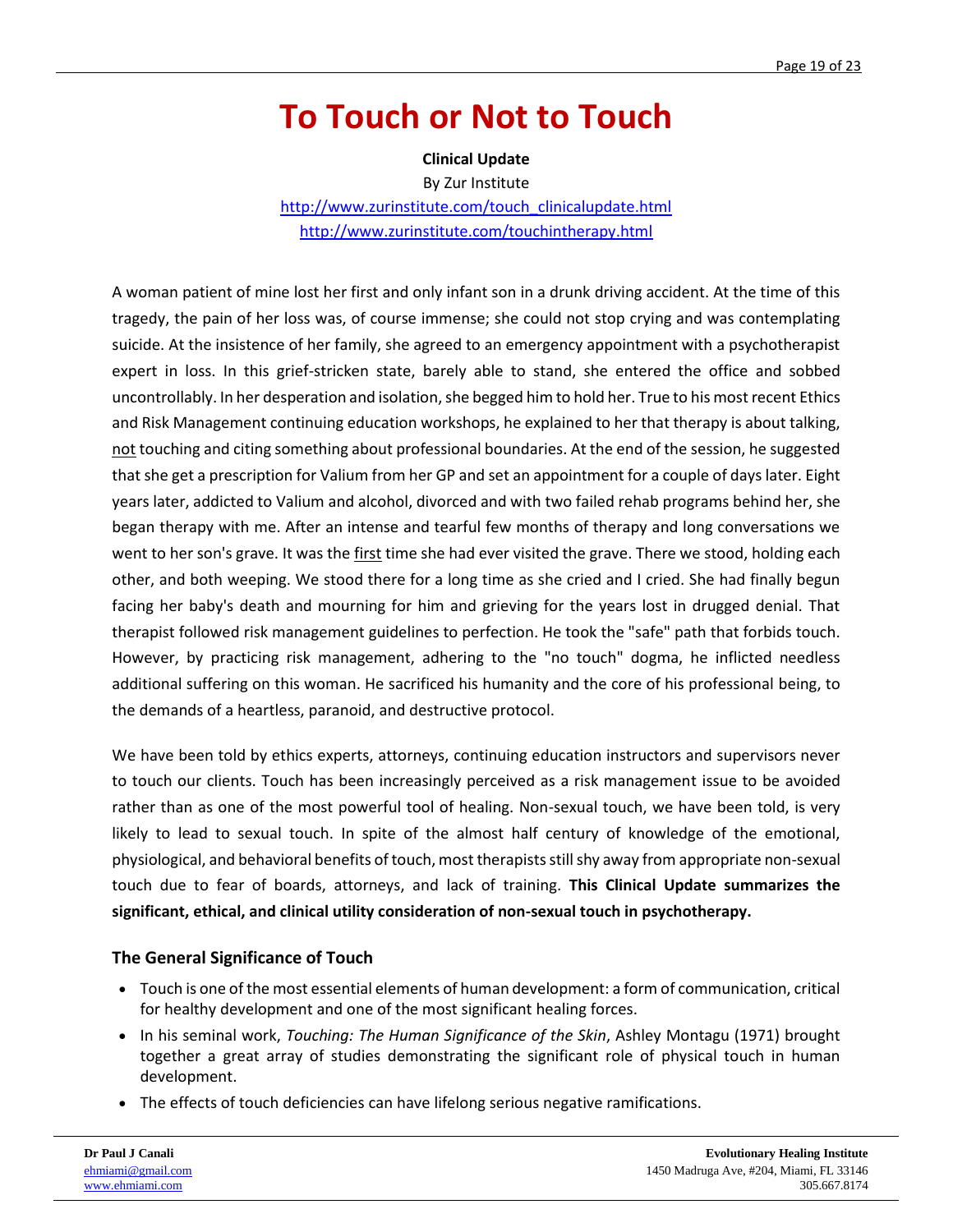# To Touch or Not to Touch

**Clinical Update**

By Zur Institute

http://www.zurinstitute.com/touch_clinicalupdate.html

http://www.zurinstitute.com/touchintherapy.html

A woman patient of mine lost her first and only infant son in a drunk driving accident. At the time of this tragedy, the pain of her loss was, of course immense; she could not stop crying and was contemplating suicide. At the insistence of her family, she agreed to an emergency appointment with a psychotherapist expert in loss. In this grief-stricken state, barely able to stand, she entered the office and sobbed uncontrollably. In her desperation and isolation, she begged him to hold her. True to his most recent Ethics and Risk Management continuing education workshops, he explained to her that therapy is about talking, not touching and citing something about professional boundaries. At the end of the session, he suggested that she get a prescription for Valium from her GP and set an appointment for a couple of days later. Eight years later, addicted to Valium and alcohol, divorced and with two failed rehab programs behind her, she began therapy with me. After an intense and tearful few months of therapy and long conversations we went to her son's grave. It was the first time she had ever visited the grave. There we stood, holding each other, and both weeping. We stood there for a long time as she cried and I cried. She had finally begun facing her baby's death and mourning for him and grieving for the years lost in drugged denial. That therapist followed risk management guidelines to perfection. He took the "safe" path that forbids touch. However, by practicing risk management, adhering to the "no touch" dogma, he inflicted needless additional suffering on this woman. He sacrificed his humanity and the core of his professional being, to the demands of a heartless, paranoid, and destructive protocol.

We have been told by ethics experts, attorneys, continuing education instructors and supervisors never to touch our clients. Touch has been increasingly perceived as a risk management issue to be avoided rather than as one of the most powerful tool of healing. Non-sexual touch, we have been told, is very likely to lead to sexual touch. In spite of the almost half century of knowledge of the emotional, physiological, and behavioral benefits of touch, most therapists still shy away from appropriate non-sexual touch due to fear of boards, attorneys, and lack of training. **This Clinical Update summarizes the significant, ethical, and clinical utility consideration of non-sexual touch in psychotherapy.**

### The General Significance of Touch

- Touch is one of the most essential elements of human development: a form of communication, critical for healthy development and one of the most significant healing forces.
- In his seminal work, *Touching: The Human Significance of the Skin*, Ashley Montagu (1971) brought together a great array of studies demonstrating the significant role of physical touch in human development.
- The effects of touch deficiencies can have lifelong serious negative ramifications.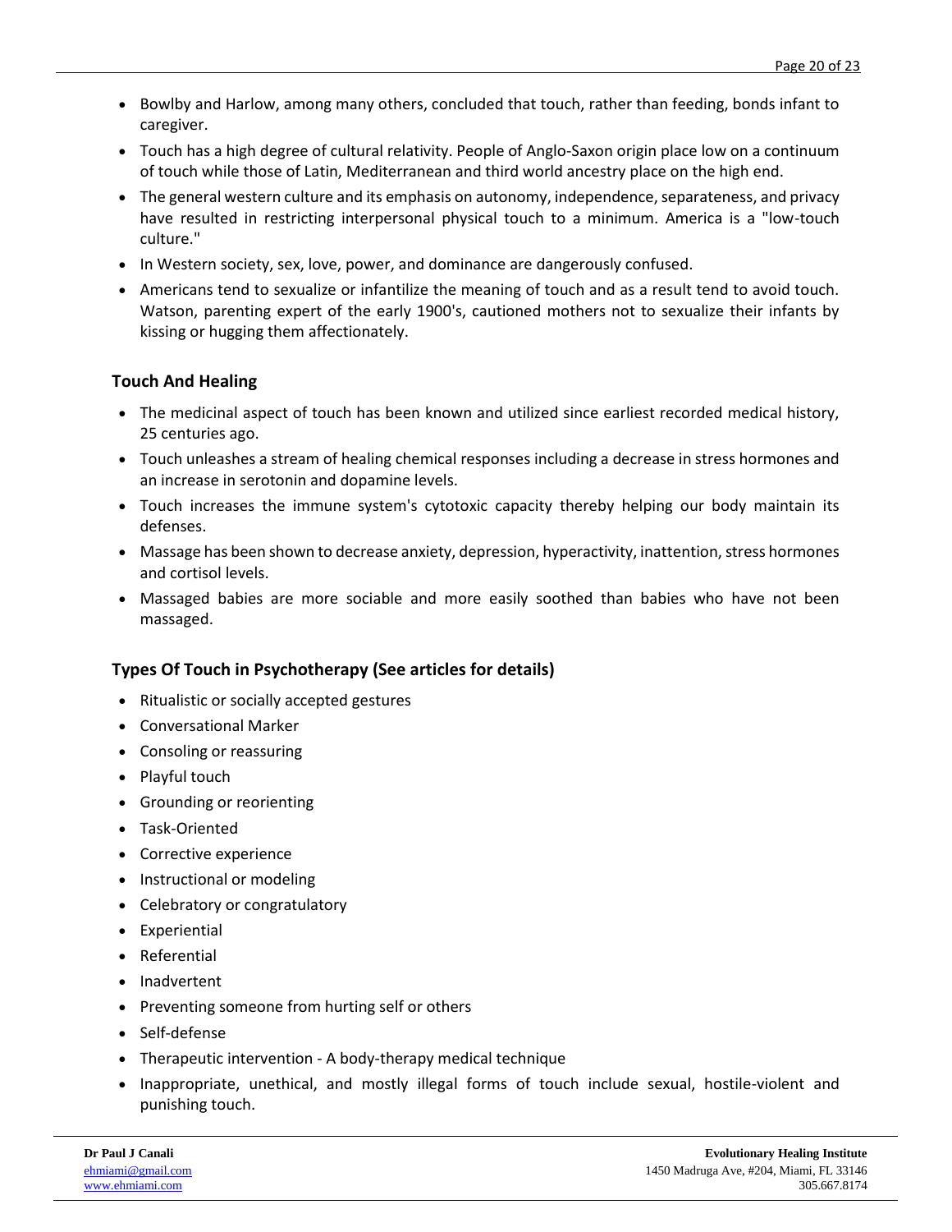- Bowlby and Harlow, among many others, concluded that touch, rather than feeding, bonds infant to caregiver.
- Touch has a high degree of cultural relativity. People of Anglo-Saxon origin place low on a continuum of touch while those of Latin, Mediterranean and third world ancestry place on the high end.
- The general western culture and its emphasis on autonomy, independence, separateness, and privacy have resulted in restricting interpersonal physical touch to a minimum. America is a "low-touch culture."
- In Western society, sex, love, power, and dominance are dangerously confused.
- Americans tend to sexualize or infantilize the meaning of touch and as a result tend to avoid touch. Watson, parenting expert of the early 1900's, cautioned mothers not to sexualize their infants by kissing or hugging them affectionately.

## Touch And Healing

- The medicinal aspect of touch has been known and utilized since earliest recorded medical history, 25 centuries ago.
- Touch unleashes a stream of healing chemical responses including a decrease in stress hormones and an increase in serotonin and dopamine levels.
- Touch increases the immune system's cytotoxic capacity thereby helping our body maintain its defenses.
- Massage has been shown to decrease anxiety, depression, hyperactivity, inattention, stress hormones and cortisol levels.
- Massaged babies are more sociable and more easily soothed than babies who have not been massaged.

## Types Of Touch in Psychotherapy (See articles for details)

- Ritualistic or socially accepted gestures
- Conversational Marker
- Consoling or reassuring
- Playful touch
- Grounding or reorienting
- Task-Oriented
- Corrective experience
- Instructional or modeling
- Celebratory or congratulatory
- Experiential
- Referential
- Inadvertent
- Preventing someone from hurting self or others
- Self-defense
- Therapeutic intervention - A body-therapy medical technique
- Inappropriate, unethical, and mostly illegal forms of touch include sexual, hostile-violent and punishing touch.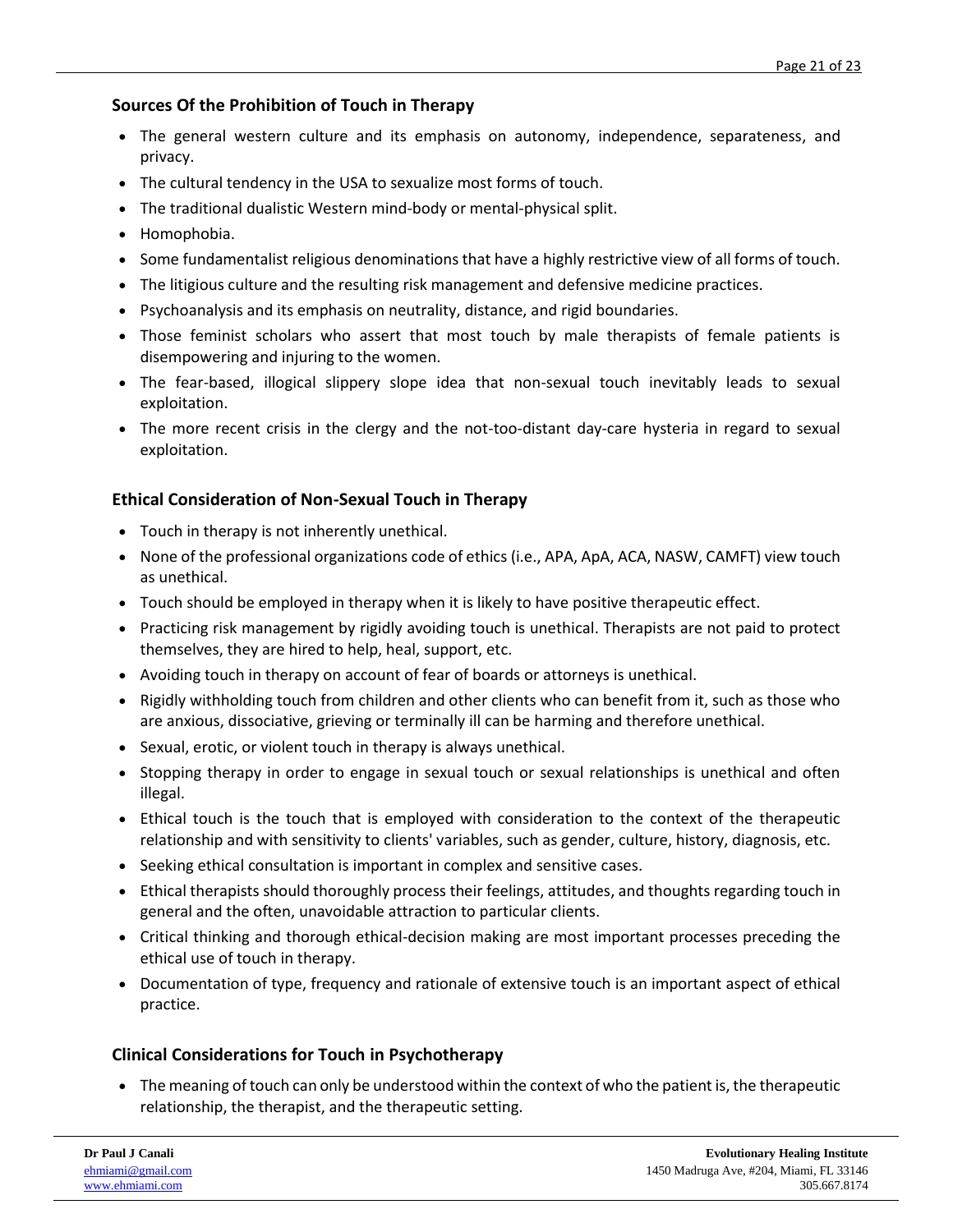### Sources Of the Prohibition of Touch in Therapy

- The general western culture and its emphasis on autonomy, independence, separateness, and privacy.
- The cultural tendency in the USA to sexualize most forms of touch.
- The traditional dualistic Western mind-body or mental-physical split.
- Homophobia.
- Some fundamentalist religious denominations that have a highly restrictive view of all forms of touch.
- The litigious culture and the resulting risk management and defensive medicine practices.
- Psychoanalysis and its emphasis on neutrality, distance, and rigid boundaries.
- Those feminist scholars who assert that most touch by male therapists of female patients is disempowering and injuring to the women.
- The fear-based, illogical slippery slope idea that non-sexual touch inevitably leads to sexual exploitation.
- The more recent crisis in the clergy and the not-too-distant day-care hysteria in regard to sexual exploitation.

### Ethical Consideration of Non-Sexual Touch in Therapy

- Touch in therapy is not inherently unethical.
- None of the professional organizations code of ethics (i.e., APA, ApA, ACA, NASW, CAMFT) view touch as unethical.
- Touch should be employed in therapy when it is likely to have positive therapeutic effect.
- Practicing risk management by rigidly avoiding touch is unethical. Therapists are not paid to protect themselves, they are hired to help, heal, support, etc.
- Avoiding touch in therapy on account of fear of boards or attorneys is unethical.
- Rigidly withholding touch from children and other clients who can benefit from it, such as those who are anxious, dissociative, grieving or terminally ill can be harming and therefore unethical.
- Sexual, erotic, or violent touch in therapy is always unethical.
- Stopping therapy in order to engage in sexual touch or sexual relationships is unethical and often illegal.
- Ethical touch is the touch that is employed with consideration to the context of the therapeutic relationship and with sensitivity to clients' variables, such as gender, culture, history, diagnosis, etc.
- Seeking ethical consultation is important in complex and sensitive cases.
- Ethical therapists should thoroughly process their feelings, attitudes, and thoughts regarding touch in general and the often, unavoidable attraction to particular clients.
- Critical thinking and thorough ethical-decision making are most important processes preceding the ethical use of touch in therapy.
- Documentation of type, frequency and rationale of extensive touch is an important aspect of ethical practice.

### Clinical Considerations for Touch in Psychotherapy

- The meaning of touch can only be understood within the context of who the patient is, the therapeutic relationship, the therapist, and the therapeutic setting.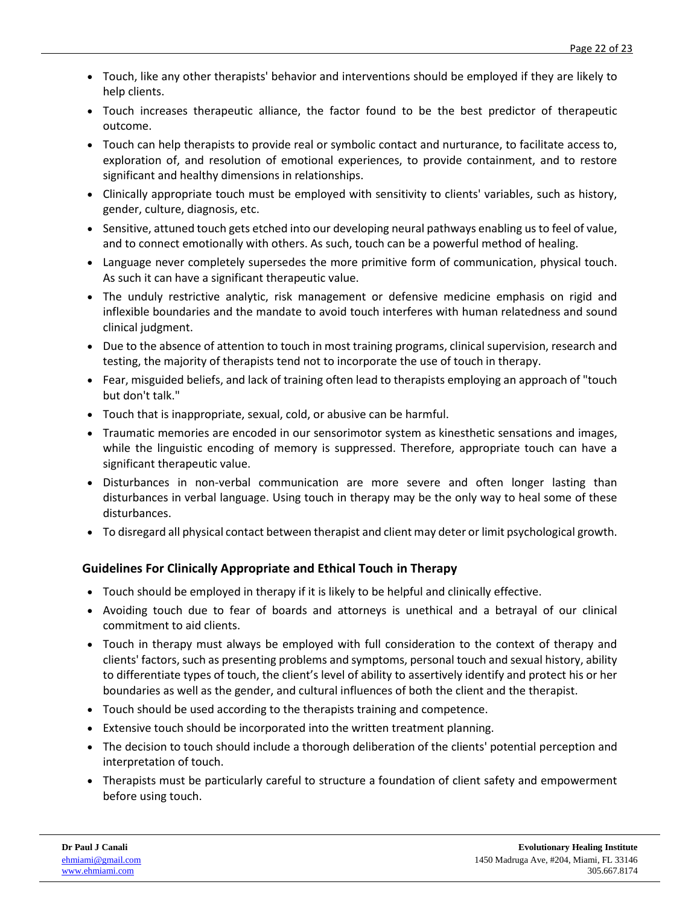- Touch, like any other therapists' behavior and interventions should be employed if they are likely to help clients.
- Touch increases therapeutic alliance, the factor found to be the best predictor of therapeutic outcome.
- Touch can help therapists to provide real or symbolic contact and nurturance, to facilitate access to, exploration of, and resolution of emotional experiences, to provide containment, and to restore significant and healthy dimensions in relationships.
- Clinically appropriate touch must be employed with sensitivity to clients' variables, such as history, gender, culture, diagnosis, etc.
- Sensitive, attuned touch gets etched into our developing neural pathways enabling us to feel of value, and to connect emotionally with others. As such, touch can be a powerful method of healing.
- Language never completely supersedes the more primitive form of communication, physical touch. As such it can have a significant therapeutic value.
- The unduly restrictive analytic, risk management or defensive medicine emphasis on rigid and inflexible boundaries and the mandate to avoid touch interferes with human relatedness and sound clinical judgment.
- Due to the absence of attention to touch in most training programs, clinical supervision, research and testing, the majority of therapists tend not to incorporate the use of touch in therapy.
- Fear, misguided beliefs, and lack of training often lead to therapists employing an approach of "touch but don't talk."
- Touch that is inappropriate, sexual, cold, or abusive can be harmful.
- Traumatic memories are encoded in our sensorimotor system as kinesthetic sensations and images, while the linguistic encoding of memory is suppressed. Therefore, appropriate touch can have a significant therapeutic value.
- Disturbances in non-verbal communication are more severe and often longer lasting than disturbances in verbal language. Using touch in therapy may be the only way to heal some of these disturbances.
- To disregard all physical contact between therapist and client may deter or limit psychological growth.

## Guidelines For Clinically Appropriate and Ethical Touch in Therapy

- Touch should be employed in therapy if it is likely to be helpful and clinically effective.
- Avoiding touch due to fear of boards and attorneys is unethical and a betrayal of our clinical commitment to aid clients.
- Touch in therapy must always be employed with full consideration to the context of therapy and clients' factors, such as presenting problems and symptoms, personal touch and sexual history, ability to differentiate types of touch, the client's level of ability to assertively identify and protect his or her boundaries as well as the gender, and cultural influences of both the client and the therapist.
- Touch should be used according to the therapists training and competence.
- Extensive touch should be incorporated into the written treatment planning.
- The decision to touch should include a thorough deliberation of the clients' potential perception and interpretation of touch.
- Therapists must be particularly careful to structure a foundation of client safety and empowerment before using touch.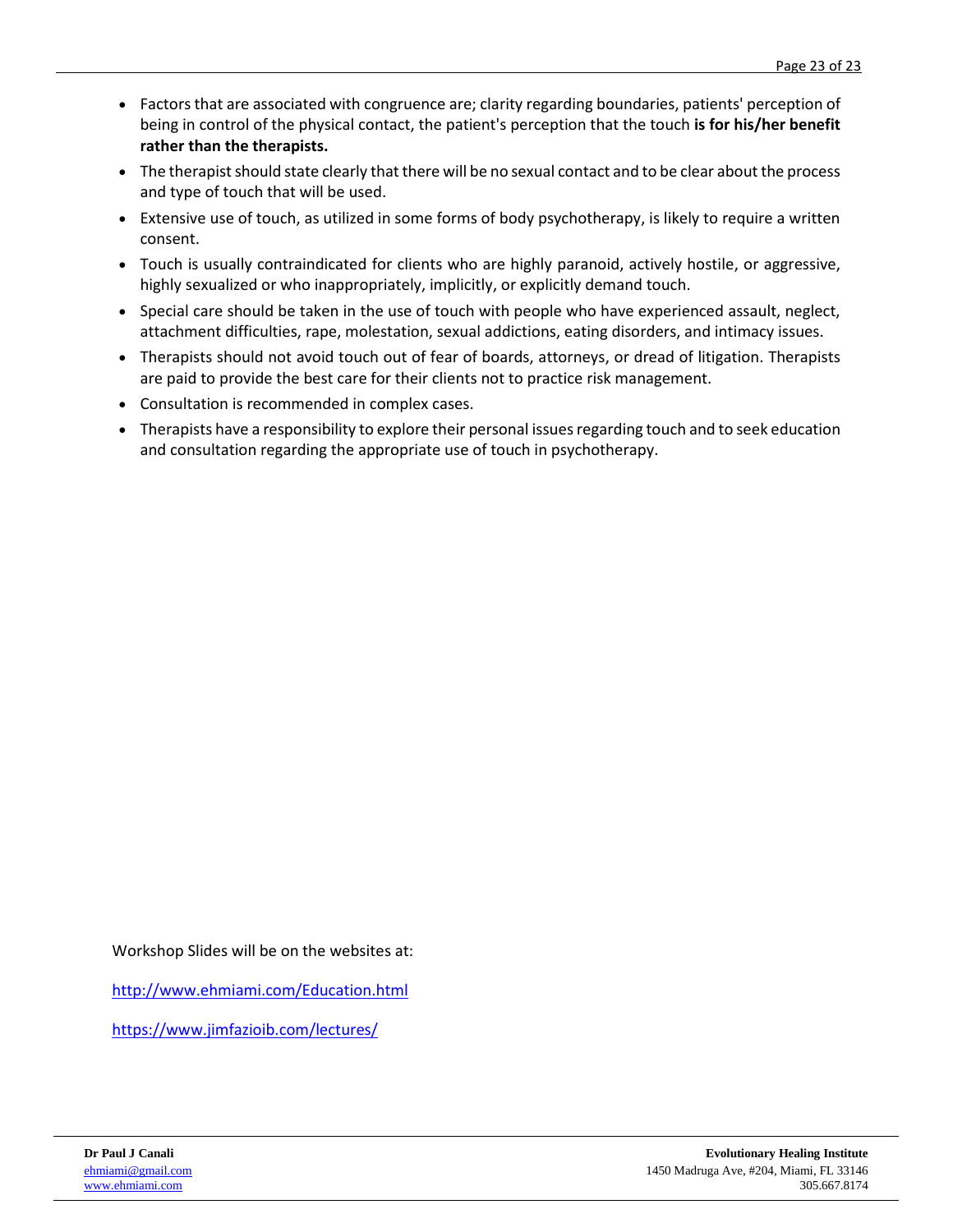- Factors that are associated with congruence are; clarity regarding boundaries, patients' perception of being in control of the physical contact, the patient's perception that the touch **is for his/her benefit rather than the therapists.**
- The therapist should state clearly that there will be no sexual contact and to be clear about the process and type of touch that will be used.
- Extensive use of touch, as utilized in some forms of body psychotherapy, is likely to require a written consent.
- Touch is usually contraindicated for clients who are highly paranoid, actively hostile, or aggressive, highly sexualized or who inappropriately, implicitly, or explicitly demand touch.
- Special care should be taken in the use of touch with people who have experienced assault, neglect, attachment difficulties, rape, molestation, sexual addictions, eating disorders, and intimacy issues.
- Therapists should not avoid touch out of fear of boards, attorneys, or dread of litigation. Therapists are paid to provide the best care for their clients not to practice risk management.
- Consultation is recommended in complex cases.
- Therapists have a responsibility to explore their personal issues regarding touch and to seek education and consultation regarding the appropriate use of touch in psychotherapy.

Workshop Slides will be on the websites at:

http://www.ehmiami.com/Education.html

https://www.jimfazioib.com/lectures/